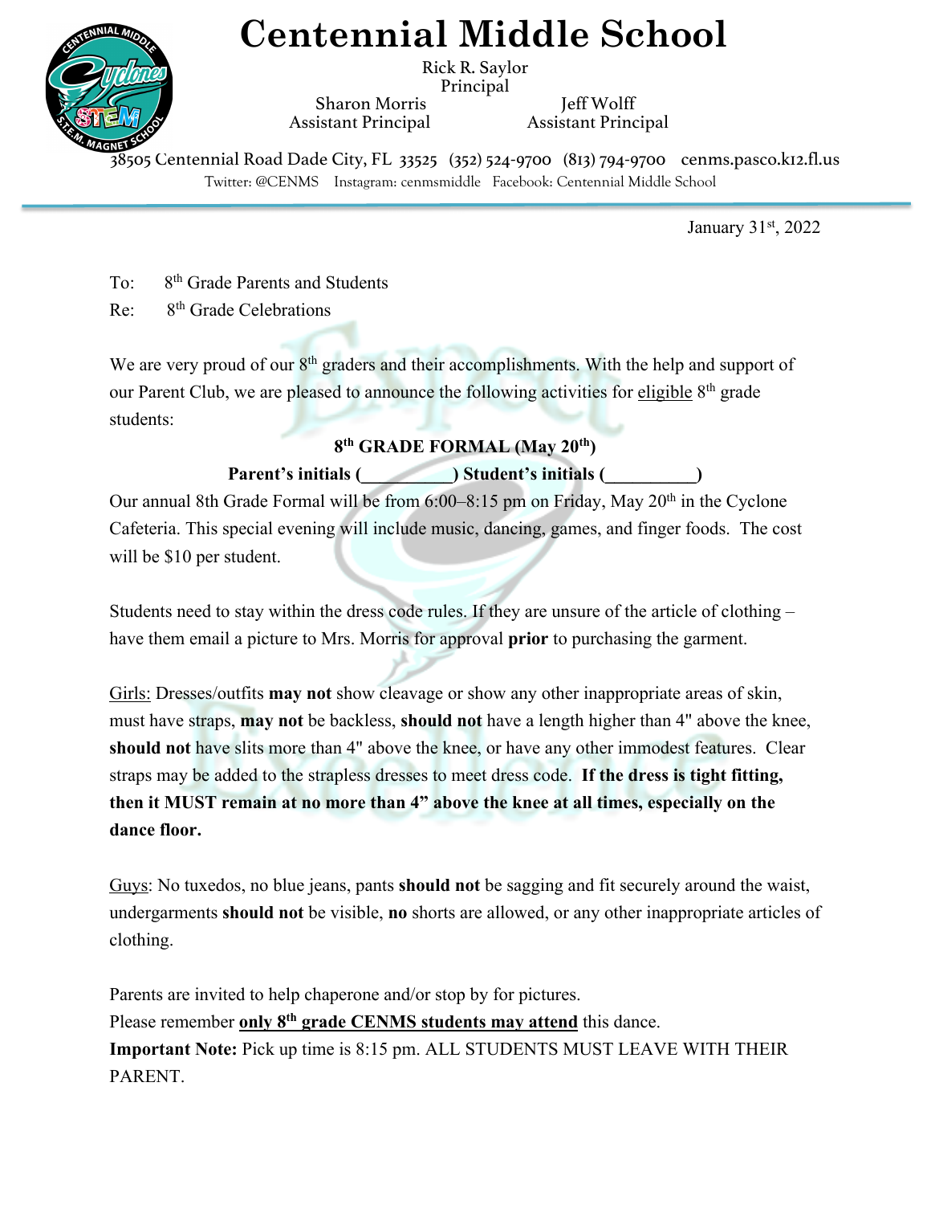# Centennial Middle School

Rick R. Saylor
Principal

Sharon Morris
Assistant Principal

Jeff Wolff
Assistant Principal

38505 Centennial Road Dade City, FL 33525 (352) 524-9700 (813) 794-9700 cenms.pasco.k12.fl.us
Twitter: @CENMS Instagram: cenmsmiddle Facebook: Centennial Middle School

January 31st, 2022

To: 8th Grade Parents and Students
Re: 8th Grade Celebrations

We are very proud of our 8th graders and their accomplishments. With the help and support of our Parent Club, we are pleased to announce the following activities for eligible 8th grade students:

**8th GRADE FORMAL (May 20th)**

**Parent's initials (__________) Student's initials (__________)**

Our annual 8th Grade Formal will be from 6:00–8:15 pm on Friday, May 20th in the Cyclone Cafeteria. This special evening will include music, dancing, games, and finger foods. The cost will be $10 per student.

Students need to stay within the dress code rules. If they are unsure of the article of clothing – have them email a picture to Mrs. Morris for approval **prior** to purchasing the garment.

Girls: Dresses/outfits **may not** show cleavage or show any other inappropriate areas of skin, must have straps, **may not** be backless, **should not** have a length higher than 4" above the knee, **should not** have slits more than 4" above the knee, or have any other immodest features. Clear straps may be added to the strapless dresses to meet dress code. **If the dress is tight fitting, then it MUST remain at no more than 4" above the knee at all times, especially on the dance floor.**

Guys: No tuxedos, no blue jeans, pants **should not** be sagging and fit securely around the waist, undergarments **should not** be visible, **no** shorts are allowed, or any other inappropriate articles of clothing.

Parents are invited to help chaperone and/or stop by for pictures.
Please remember **only 8th grade CENMS students may attend** this dance.
**Important Note:** Pick up time is 8:15 pm. ALL STUDENTS MUST LEAVE WITH THEIR PARENT.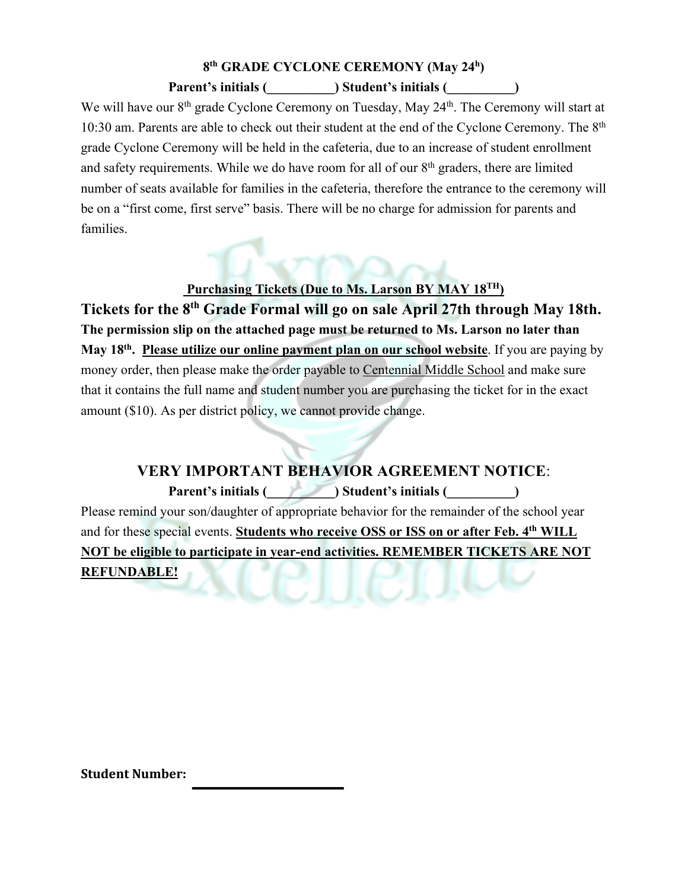**8th GRADE CYCLONE CEREMONY (May 24h)**

**Parent's initials (__________) Student's initials (__________)**

We will have our 8th grade Cyclone Ceremony on Tuesday, May 24th. The Ceremony will start at 10:30 am. Parents are able to check out their student at the end of the Cyclone Ceremony. The 8th grade Cyclone Ceremony will be held in the cafeteria, due to an increase of student enrollment and safety requirements. While we do have room for all of our 8th graders, there are limited number of seats available for families in the cafeteria, therefore the entrance to the ceremony will be on a "first come, first serve" basis. There will be no charge for admission for parents and families.

**Purchasing Tickets (Due to Ms. Larson BY MAY 18TH)**

**Tickets for the 8th Grade Formal will go on sale April 27th through May 18th.**

**The permission slip on the attached page must be returned to Ms. Larson no later than May 18th. Please utilize our online payment plan on our school website**. If you are paying by money order, then please make the order payable to Centennial Middle School and make sure that it contains the full name and student number you are purchasing the ticket for in the exact amount ($10). As per district policy, we cannot provide change.

## VERY IMPORTANT BEHAVIOR AGREEMENT NOTICE:

**Parent's initials (__________) Student's initials (__________)**

Please remind your son/daughter of appropriate behavior for the remainder of the school year and for these special events. **Students who receive OSS or ISS on or after Feb. 4th WILL NOT be eligible to participate in year-end activities. REMEMBER TICKETS ARE NOT REFUNDABLE!**

**Student Number:** ______________________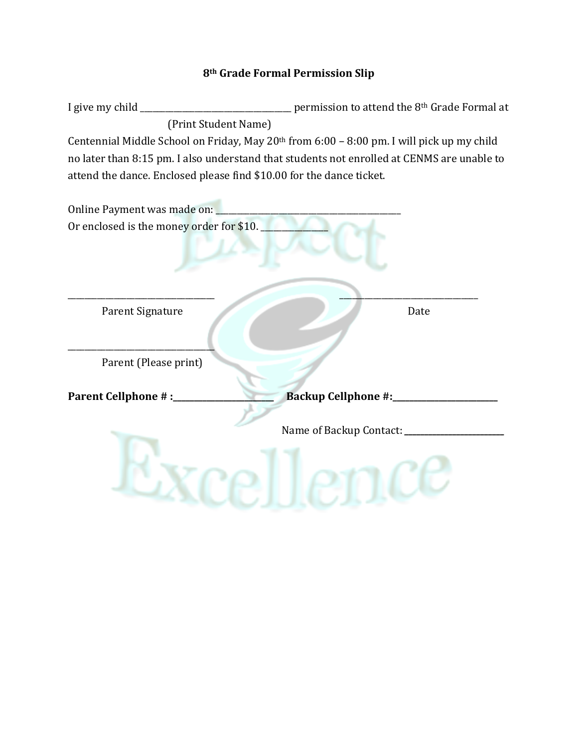### 8th Grade Formal Permission Slip

I give my child ___________________________________ permission to attend the 8th Grade Formal at
(Print Student Name)
Centennial Middle School on Friday, May 20th from 6:00 – 8:00 pm. I will pick up my child no later than 8:15 pm. I also understand that students not enrolled at CENMS are unable to attend the dance. Enclosed please find $10.00 for the dance ticket.

Online Payment was made on: ___________________________________________
Or enclosed is the money order for $10. _______________

_________________________________ Parent Signature

_______________________________ Date

_________________________________ Parent (Please print)

**Parent Cellphone # :________________________** **Backup Cellphone #:________________________**

Name of Backup Contact: _______________________